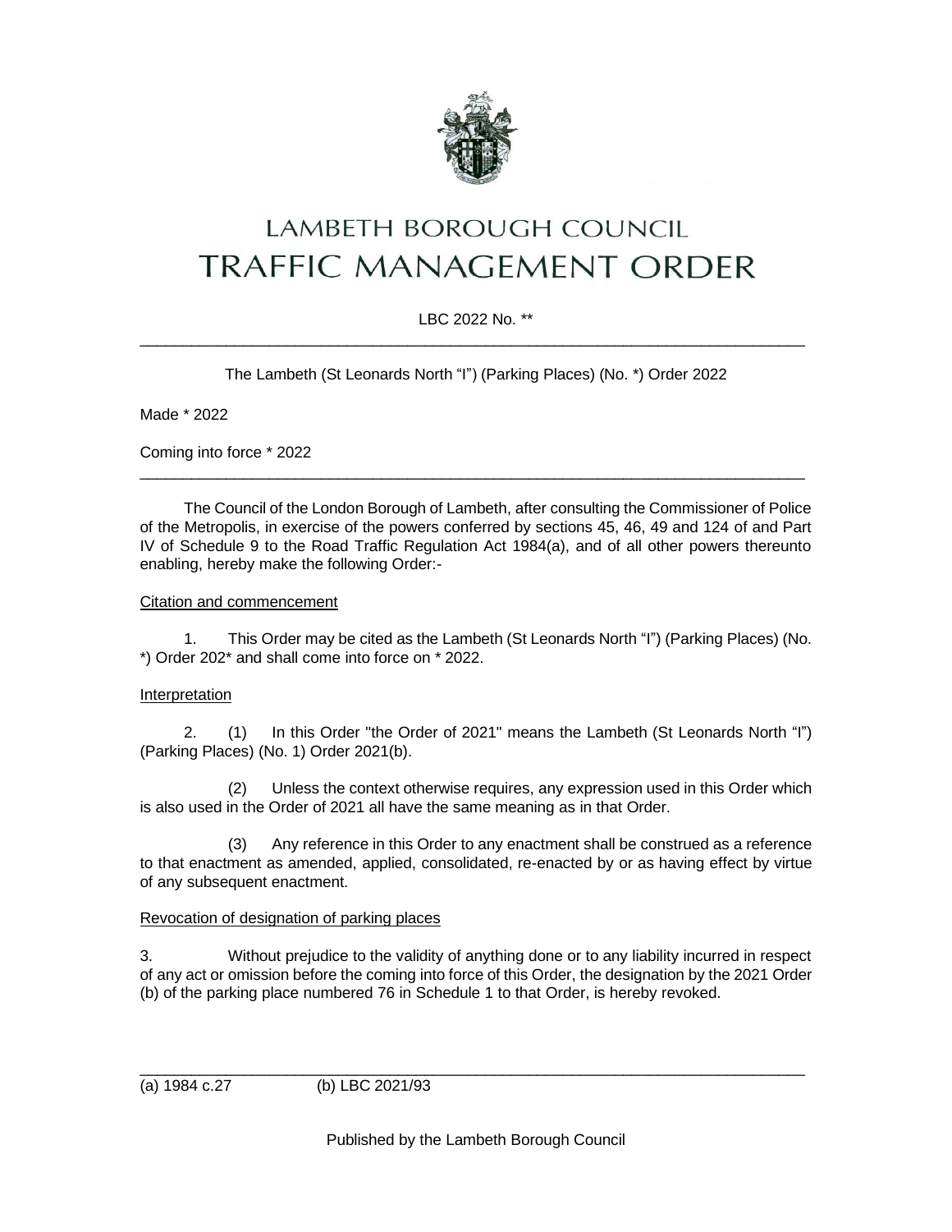# LAMBETH BOROUGH COUNCIL
# TRAFFIC MANAGEMENT ORDER

LBC 2022 No. **

---

The Lambeth (St Leonards North “I”) (Parking Places) (No. *) Order 2022

Made * 2022

Coming into force * 2022

---

The Council of the London Borough of Lambeth, after consulting the Commissioner of Police of the Metropolis, in exercise of the powers conferred by sections 45, 46, 49 and 124 of and Part IV of Schedule 9 to the Road Traffic Regulation Act 1984(a), and of all other powers thereunto enabling, hereby make the following Order:-

Citation and commencement

1. This Order may be cited as the Lambeth (St Leonards North “I”) (Parking Places) (No. *) Order 202* and shall come into force on * 2022.

Interpretation

2. (1) In this Order "the Order of 2021" means the Lambeth (St Leonards North “I”) (Parking Places) (No. 1) Order 2021(b).

(2) Unless the context otherwise requires, any expression used in this Order which is also used in the Order of 2021 all have the same meaning as in that Order.

(3) Any reference in this Order to any enactment shall be construed as a reference to that enactment as amended, applied, consolidated, re-enacted by or as having effect by virtue of any subsequent enactment.

Revocation of designation of parking places

3. Without prejudice to the validity of anything done or to any liability incurred in respect of any act or omission before the coming into force of this Order, the designation by the 2021 Order (b) of the parking place numbered 76 in Schedule 1 to that Order, is hereby revoked.

---

(a) 1984 c.27 (b) LBC 2021/93

Published by the Lambeth Borough Council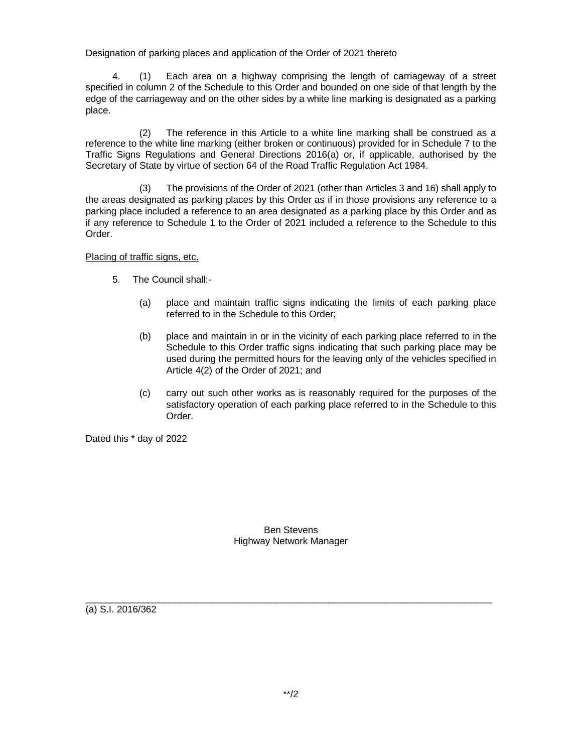Designation of parking places and application of the Order of 2021 thereto

4. (1) Each area on a highway comprising the length of carriageway of a street specified in column 2 of the Schedule to this Order and bounded on one side of that length by the edge of the carriageway and on the other sides by a white line marking is designated as a parking place.

(2) The reference in this Article to a white line marking shall be construed as a reference to the white line marking (either broken or continuous) provided for in Schedule 7 to the Traffic Signs Regulations and General Directions 2016(a) or, if applicable, authorised by the Secretary of State by virtue of section 64 of the Road Traffic Regulation Act 1984.

(3) The provisions of the Order of 2021 (other than Articles 3 and 16) shall apply to the areas designated as parking places by this Order as if in those provisions any reference to a parking place included a reference to an area designated as a parking place by this Order and as if any reference to Schedule 1 to the Order of 2021 included a reference to the Schedule to this Order.

Placing of traffic signs, etc.

5. The Council shall:-

(a) place and maintain traffic signs indicating the limits of each parking place referred to in the Schedule to this Order;

(b) place and maintain in or in the vicinity of each parking place referred to in the Schedule to this Order traffic signs indicating that such parking place may be used during the permitted hours for the leaving only of the vehicles specified in Article 4(2) of the Order of 2021; and

(c) carry out such other works as is reasonably required for the purposes of the satisfactory operation of each parking place referred to in the Schedule to this Order.

Dated this * day of 2022

Ben Stevens
Highway Network Manager

---

(a) S.I. 2016/362

**/2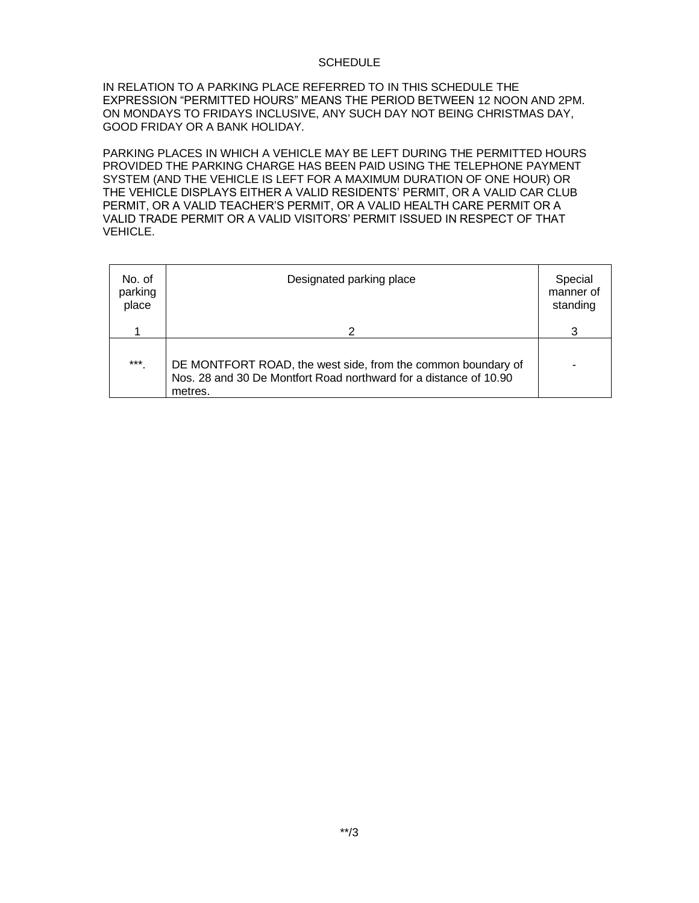SCHEDULE

IN RELATION TO A PARKING PLACE REFERRED TO IN THIS SCHEDULE THE EXPRESSION "PERMITTED HOURS" MEANS THE PERIOD BETWEEN 12 NOON AND 2PM. ON MONDAYS TO FRIDAYS INCLUSIVE, ANY SUCH DAY NOT BEING CHRISTMAS DAY, GOOD FRIDAY OR A BANK HOLIDAY.

PARKING PLACES IN WHICH A VEHICLE MAY BE LEFT DURING THE PERMITTED HOURS PROVIDED THE PARKING CHARGE HAS BEEN PAID USING THE TELEPHONE PAYMENT SYSTEM (AND THE VEHICLE IS LEFT FOR A MAXIMUM DURATION OF ONE HOUR) OR THE VEHICLE DISPLAYS EITHER A VALID RESIDENTS' PERMIT, OR A VALID CAR CLUB PERMIT, OR A VALID TEACHER'S PERMIT, OR A VALID HEALTH CARE PERMIT OR A VALID TRADE PERMIT OR A VALID VISITORS' PERMIT ISSUED IN RESPECT OF THAT VEHICLE.

| No. of parking place | Designated parking place | Special manner of standing |
|---|---|---|
| 1 | 2 | 3 |
| ***. | DE MONTFORT ROAD, the west side, from the common boundary of Nos. 28 and 30 De Montfort Road northward for a distance of 10.90 metres. | - |

**/3